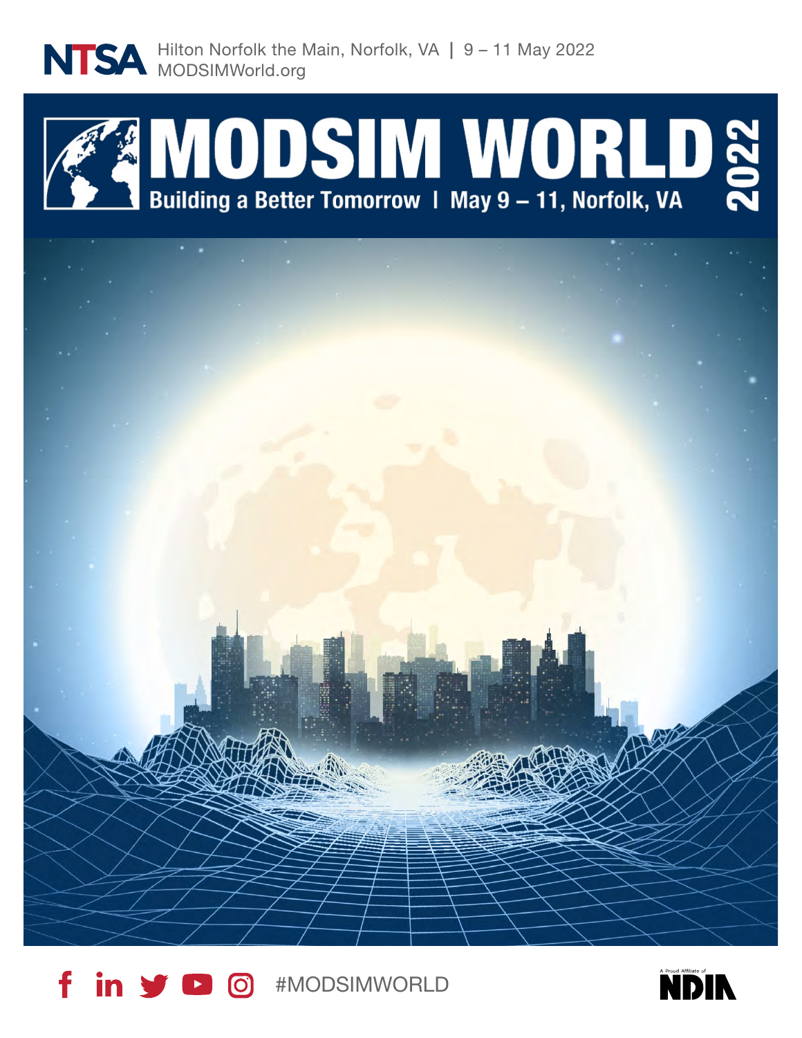NTSA Hilton Norfolk the Main, Norfolk, VA | 9 – 11 May 2022
MODSIMWorld.org

# MODSIM WORLD 2022

**Building a Better Tomorrow | May 9 – 11, Norfolk, VA**

#MODSIMWORLD

A Proud Affiliate of NDIA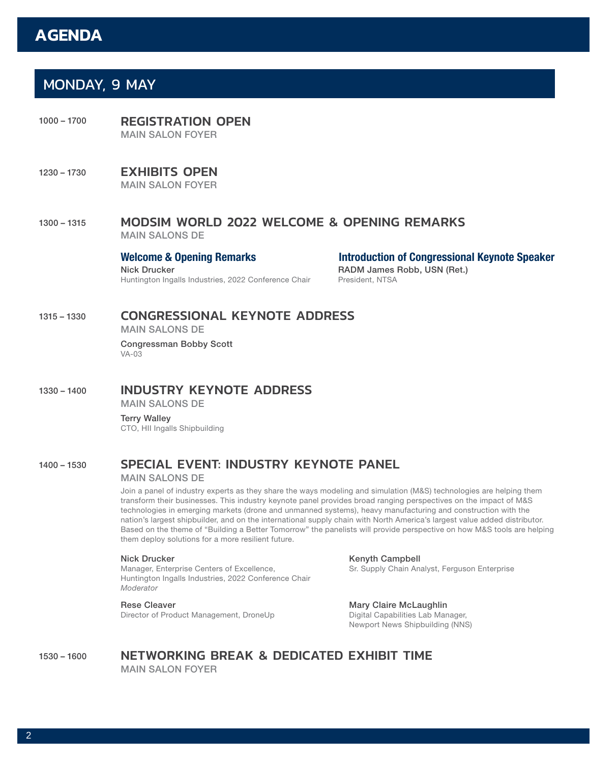# AGENDA

## MONDAY, 9 MAY

**1000 – 1700** **REGISTRATION OPEN**
MAIN SALON FOYER

**1230 – 1730** **EXHIBITS OPEN**
MAIN SALON FOYER

**1300 – 1315** **MODSIM WORLD 2022 WELCOME & OPENING REMARKS**
MAIN SALONS DE

**Welcome & Opening Remarks**
Nick Drucker
Huntington Ingalls Industries, 2022 Conference Chair

**Introduction of Congressional Keynote Speaker**
RADM James Robb, USN (Ret.)
President, NTSA

**1315 – 1330** **CONGRESSIONAL KEYNOTE ADDRESS**
MAIN SALONS DE

Congressman Bobby Scott
VA-03

**1330 – 1400** **INDUSTRY KEYNOTE ADDRESS**
MAIN SALONS DE

Terry Walley
CTO, HII Ingalls Shipbuilding

**1400 – 1530** **SPECIAL EVENT: INDUSTRY KEYNOTE PANEL**
MAIN SALONS DE

Join a panel of industry experts as they share the ways modeling and simulation (M&S) technologies are helping them transform their businesses. This industry keynote panel provides broad ranging perspectives on the impact of M&S technologies in emerging markets (drone and unmanned systems), heavy manufacturing and construction with the nation's largest shipbuilder, and on the international supply chain with North America's largest value added distributor. Based on the theme of "Building a Better Tomorrow" the panelists will provide perspective on how M&S tools are helping them deploy solutions for a more resilient future.

Nick Drucker
Manager, Enterprise Centers of Excellence,
Huntington Ingalls Industries, 2022 Conference Chair
*Moderator*

Rese Cleaver
Director of Product Management, DroneUp

Kenyth Campbell
Sr. Supply Chain Analyst, Ferguson Enterprise

Mary Claire McLaughlin
Digital Capabilities Lab Manager,
Newport News Shipbuilding (NNS)

**1530 – 1600** **NETWORKING BREAK & DEDICATED EXHIBIT TIME**
MAIN SALON FOYER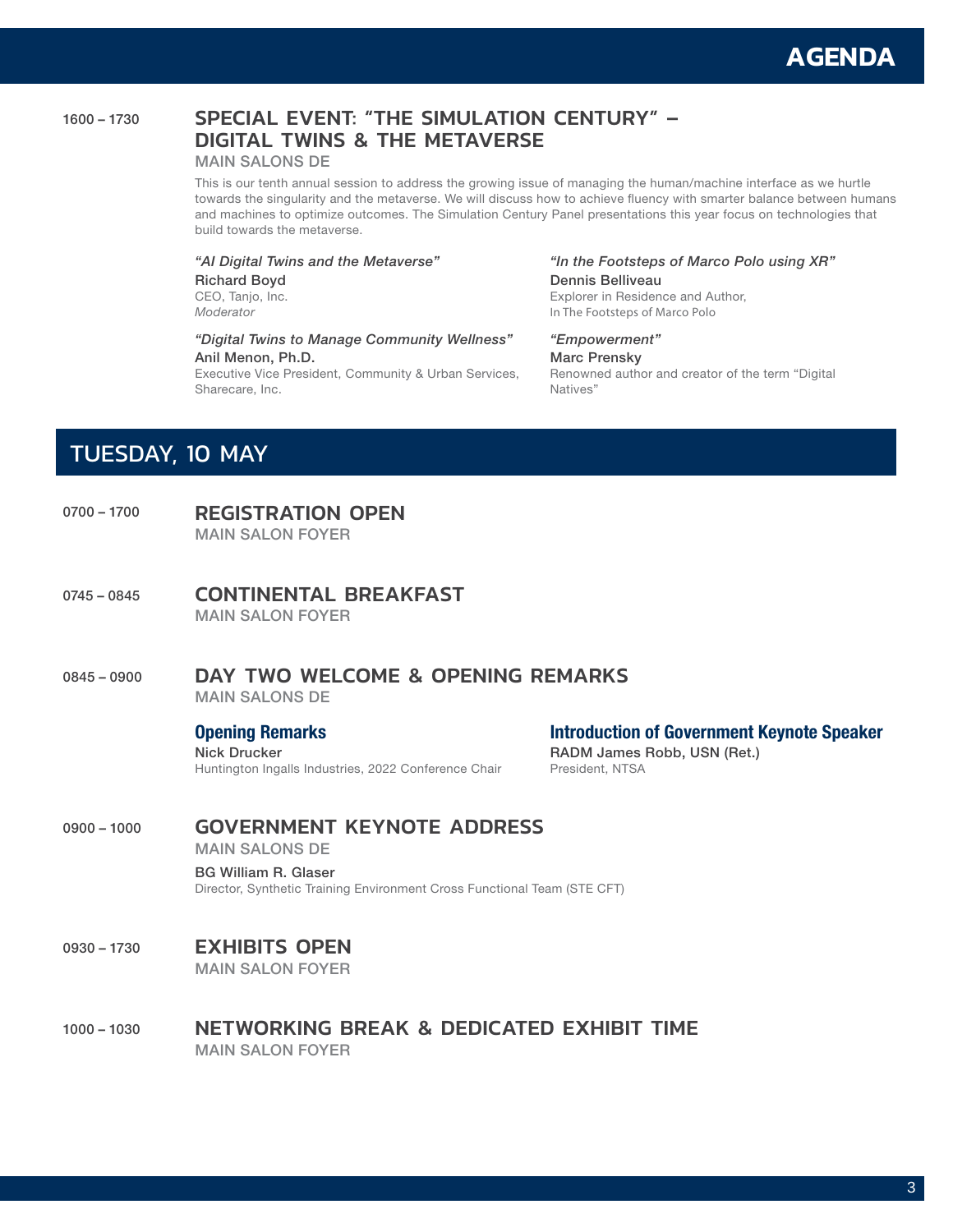# AGENDA

1600 – 1730

## SPECIAL EVENT: "THE SIMULATION CENTURY" – DIGITAL TWINS & THE METAVERSE

MAIN SALONS DE

This is our tenth annual session to address the growing issue of managing the human/machine interface as we hurtle towards the singularity and the metaverse. We will discuss how to achieve fluency with smarter balance between humans and machines to optimize outcomes. The Simulation Century Panel presentations this year focus on technologies that build towards the metaverse.

*"AI Digital Twins and the Metaverse"*
Richard Boyd
CEO, Tanjo, Inc.
*Moderator*

*"Digital Twins to Manage Community Wellness"*
Anil Menon, Ph.D.
Executive Vice President, Community & Urban Services, Sharecare, Inc.

*"In the Footsteps of Marco Polo using XR"*
Dennis Belliveau
Explorer in Residence and Author,
In The Footsteps of Marco Polo

*"Empowerment"*
Marc Prensky
Renowned author and creator of the term "Digital Natives"

# TUESDAY, 10 MAY

0700 – 1700

## REGISTRATION OPEN

MAIN SALON FOYER

0745 – 0845

## CONTINENTAL BREAKFAST

MAIN SALON FOYER

0845 – 0900

## DAY TWO WELCOME & OPENING REMARKS

MAIN SALONS DE

**Opening Remarks**
Nick Drucker
Huntington Ingalls Industries, 2022 Conference Chair

**Introduction of Government Keynote Speaker**
RADM James Robb, USN (Ret.)
President, NTSA

0900 – 1000

## GOVERNMENT KEYNOTE ADDRESS

MAIN SALONS DE

BG William R. Glaser
Director, Synthetic Training Environment Cross Functional Team (STE CFT)

0930 – 1730

## EXHIBITS OPEN

MAIN SALON FOYER

1000 – 1030

## NETWORKING BREAK & DEDICATED EXHIBIT TIME

MAIN SALON FOYER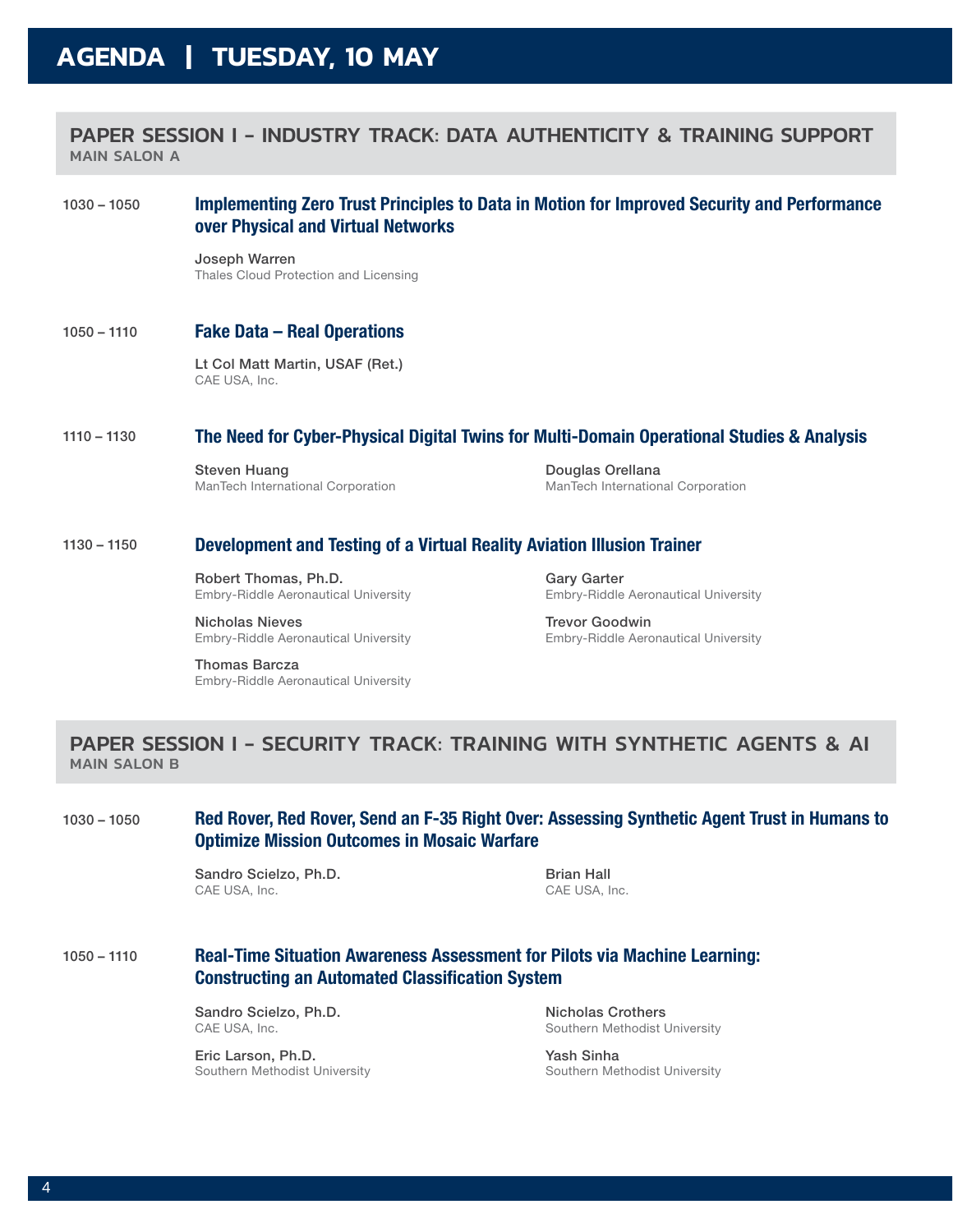# AGENDA | TUESDAY, 10 MAY

## PAPER SESSION I - INDUSTRY TRACK: DATA AUTHENTICITY & TRAINING SUPPORT

MAIN SALON A

**1030 – 1050**

### Implementing Zero Trust Principles to Data in Motion for Improved Security and Performance over Physical and Virtual Networks

Joseph Warren
Thales Cloud Protection and Licensing

**1050 – 1110**

### Fake Data – Real Operations

Lt Col Matt Martin, USAF (Ret.)
CAE USA, Inc.

**1110 – 1130**

### The Need for Cyber-Physical Digital Twins for Multi-Domain Operational Studies & Analysis

Steven Huang
ManTech International Corporation

Douglas Orellana
ManTech International Corporation

**1130 – 1150**

### Development and Testing of a Virtual Reality Aviation Illusion Trainer

Robert Thomas, Ph.D.
Embry-Riddle Aeronautical University

Gary Garter
Embry-Riddle Aeronautical University

Nicholas Nieves
Embry-Riddle Aeronautical University

Trevor Goodwin
Embry-Riddle Aeronautical University

Thomas Barcza
Embry-Riddle Aeronautical University

## PAPER SESSION I - SECURITY TRACK: TRAINING WITH SYNTHETIC AGENTS & AI

MAIN SALON B

**1030 – 1050**

### Red Rover, Red Rover, Send an F-35 Right Over: Assessing Synthetic Agent Trust in Humans to Optimize Mission Outcomes in Mosaic Warfare

Sandro Scielzo, Ph.D.
CAE USA, Inc.

Brian Hall
CAE USA, Inc.

**1050 – 1110**

### Real-Time Situation Awareness Assessment for Pilots via Machine Learning: Constructing an Automated Classification System

Sandro Scielzo, Ph.D.
CAE USA, Inc.

Nicholas Crothers
Southern Methodist University

Eric Larson, Ph.D.
Southern Methodist University

Yash Sinha
Southern Methodist University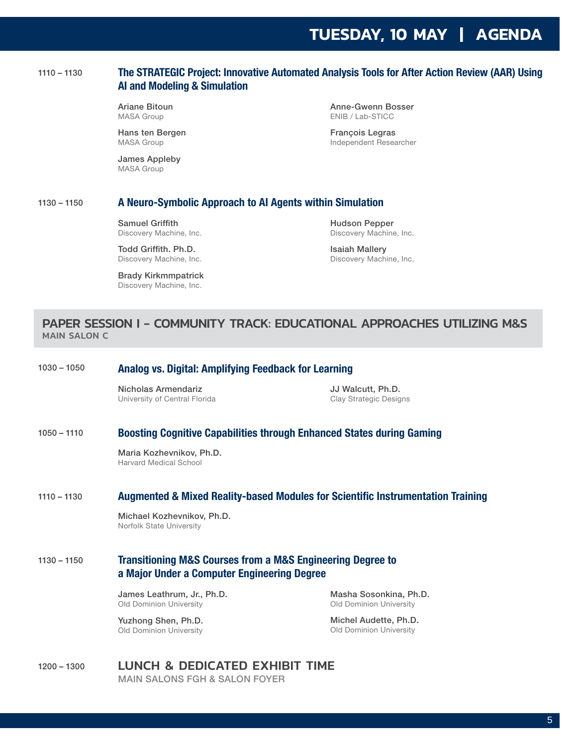1110 – 1130

### The STRATEGIC Project: Innovative Automated Analysis Tools for After Action Review (AAR) Using AI and Modeling & Simulation

Ariane Bitoun
MASA Group

Hans ten Bergen
MASA Group

James Appleby
MASA Group

Anne-Gwenn Bosser
ENIB / Lab-STICC

François Legras
Independent Researcher

1130 – 1150

### A Neuro-Symbolic Approach to AI Agents within Simulation

Samuel Griffith
Discovery Machine, Inc.

Todd Griffith. Ph.D.
Discovery Machine, Inc.

Brady Kirkmmpatrick
Discovery Machine, Inc.

Hudson Pepper
Discovery Machine, Inc.

Isaiah Mallery
Discovery Machine, Inc.

## PAPER SESSION I - COMMUNITY TRACK: EDUCATIONAL APPROACHES UTILIZING M&S

MAIN SALON C

1030 – 1050

### Analog vs. Digital: Amplifying Feedback for Learning

Nicholas Armendariz
University of Central Florida

JJ Walcutt, Ph.D.
Clay Strategic Designs

1050 – 1110

### Boosting Cognitive Capabilities through Enhanced States during Gaming

Maria Kozhevnikov, Ph.D.
Harvard Medical School

1110 – 1130

### Augmented & Mixed Reality-based Modules for Scientific Instrumentation Training

Michael Kozhevnikov, Ph.D.
Norfolk State University

1130 – 1150

### Transitioning M&S Courses from a M&S Engineering Degree to a Major Under a Computer Engineering Degree

James Leathrum, Jr., Ph.D.
Old Dominion University

Yuzhong Shen, Ph.D.
Old Dominion University

Masha Sosonkina, Ph.D.
Old Dominion University

Michel Audette, Ph.D.
Old Dominion University

1200 – 1300

## LUNCH & DEDICATED EXHIBIT TIME

MAIN SALONS FGH & SALON FOYER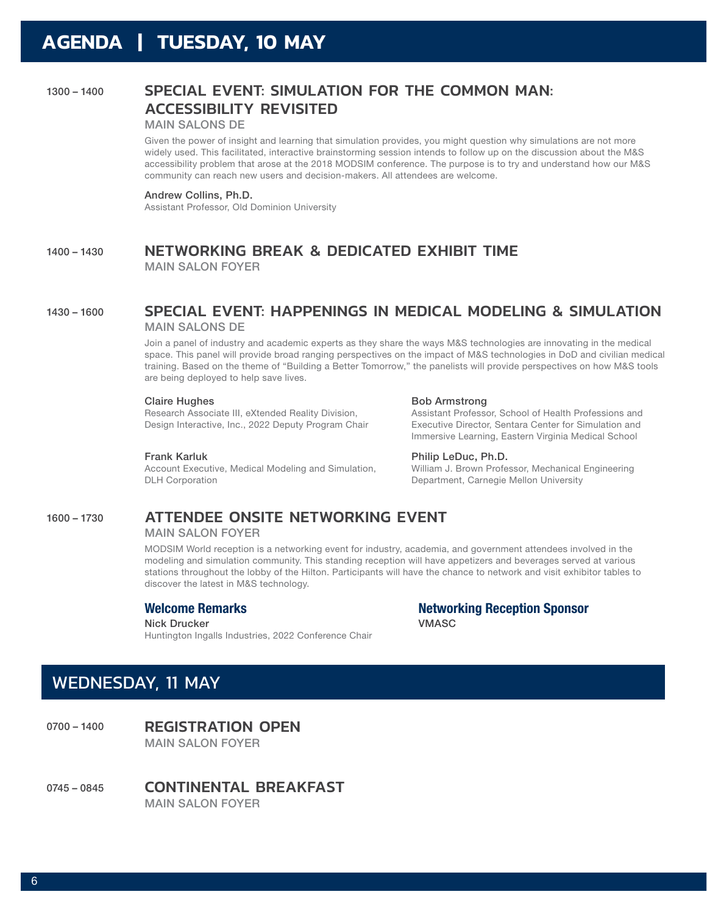# AGENDA | TUESDAY, 10 MAY

**1300 – 1400**

## SPECIAL EVENT: SIMULATION FOR THE COMMON MAN: ACCESSIBILITY REVISITED

MAIN SALONS DE

Given the power of insight and learning that simulation provides, you might question why simulations are not more widely used. This facilitated, interactive brainstorming session intends to follow up on the discussion about the M&S accessibility problem that arose at the 2018 MODSIM conference. The purpose is to try and understand how our M&S community can reach new users and decision-makers. All attendees are welcome.

**Andrew Collins, Ph.D.**
Assistant Professor, Old Dominion University

**1400 – 1430**

## NETWORKING BREAK & DEDICATED EXHIBIT TIME

MAIN SALON FOYER

**1430 – 1600**

## SPECIAL EVENT: HAPPENINGS IN MEDICAL MODELING & SIMULATION

MAIN SALONS DE

Join a panel of industry and academic experts as they share the ways M&S technologies are innovating in the medical space. This panel will provide broad ranging perspectives on the impact of M&S technologies in DoD and civilian medical training. Based on the theme of "Building a Better Tomorrow," the panelists will provide perspectives on how M&S tools are being deployed to help save lives.

**Claire Hughes**
Research Associate III, eXtended Reality Division, Design Interactive, Inc., 2022 Deputy Program Chair

**Frank Karluk**
Account Executive, Medical Modeling and Simulation, DLH Corporation

**Bob Armstrong**
Assistant Professor, School of Health Professions and Executive Director, Sentara Center for Simulation and Immersive Learning, Eastern Virginia Medical School

**Philip LeDuc, Ph.D.**
William J. Brown Professor, Mechanical Engineering Department, Carnegie Mellon University

**1600 – 1730**

## ATTENDEE ONSITE NETWORKING EVENT

MAIN SALON FOYER

MODSIM World reception is a networking event for industry, academia, and government attendees involved in the modeling and simulation community. This standing reception will have appetizers and beverages served at various stations throughout the lobby of the Hilton. Participants will have the chance to network and visit exhibitor tables to discover the latest in M&S technology.

### Welcome Remarks

**Nick Drucker**
Huntington Ingalls Industries, 2022 Conference Chair

### Networking Reception Sponsor

**VMASC**

# WEDNESDAY, 11 MAY

**0700 – 1400**

## REGISTRATION OPEN

MAIN SALON FOYER

**0745 – 0845**

## CONTINENTAL BREAKFAST

MAIN SALON FOYER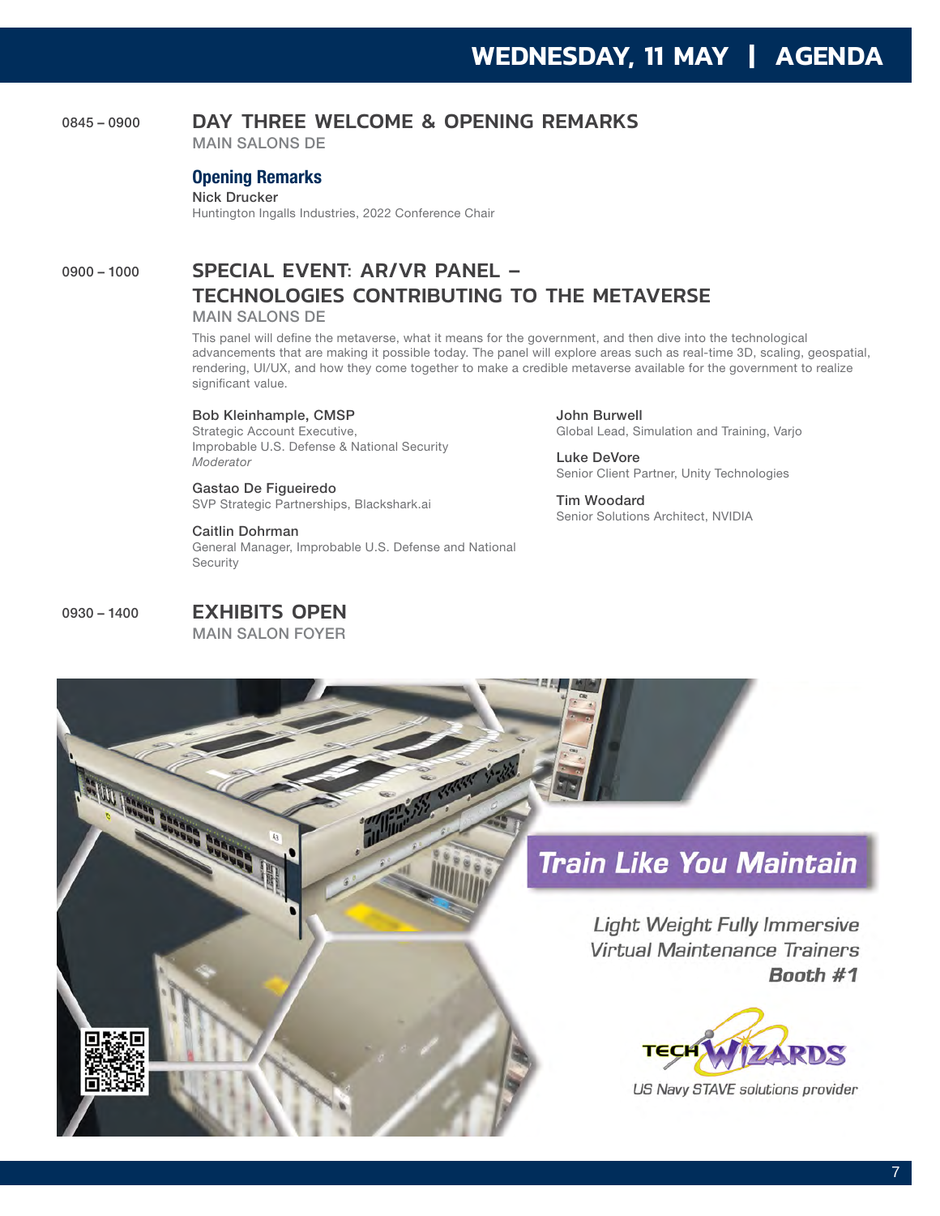# WEDNESDAY, 11 MAY | AGENDA

0845 – 0900

## DAY THREE WELCOME & OPENING REMARKS

MAIN SALONS DE

### Opening Remarks

Nick Drucker
Huntington Ingalls Industries, 2022 Conference Chair

0900 – 1000

## SPECIAL EVENT: AR/VR PANEL – TECHNOLOGIES CONTRIBUTING TO THE METAVERSE

MAIN SALONS DE

This panel will define the metaverse, what it means for the government, and then dive into the technological advancements that are making it possible today. The panel will explore areas such as real-time 3D, scaling, geospatial, rendering, UI/UX, and how they come together to make a credible metaverse available for the government to realize significant value.

Bob Kleinhample, CMSP
Strategic Account Executive,
Improbable U.S. Defense & National Security
*Moderator*

Gastao De Figueiredo
SVP Strategic Partnerships, Blackshark.ai

Caitlin Dohrman
General Manager, Improbable U.S. Defense and National Security

John Burwell
Global Lead, Simulation and Training, Varjo

Luke DeVore
Senior Client Partner, Unity Technologies

Tim Woodard
Senior Solutions Architect, NVIDIA

0930 – 1400

## EXHIBITS OPEN

MAIN SALON FOYER

**Train Like You Maintain**

*Light Weight Fully Immersive Virtual Maintenance Trainers*
***Booth #1***

TECH WIZARDS

*US Navy STAVE solutions provider*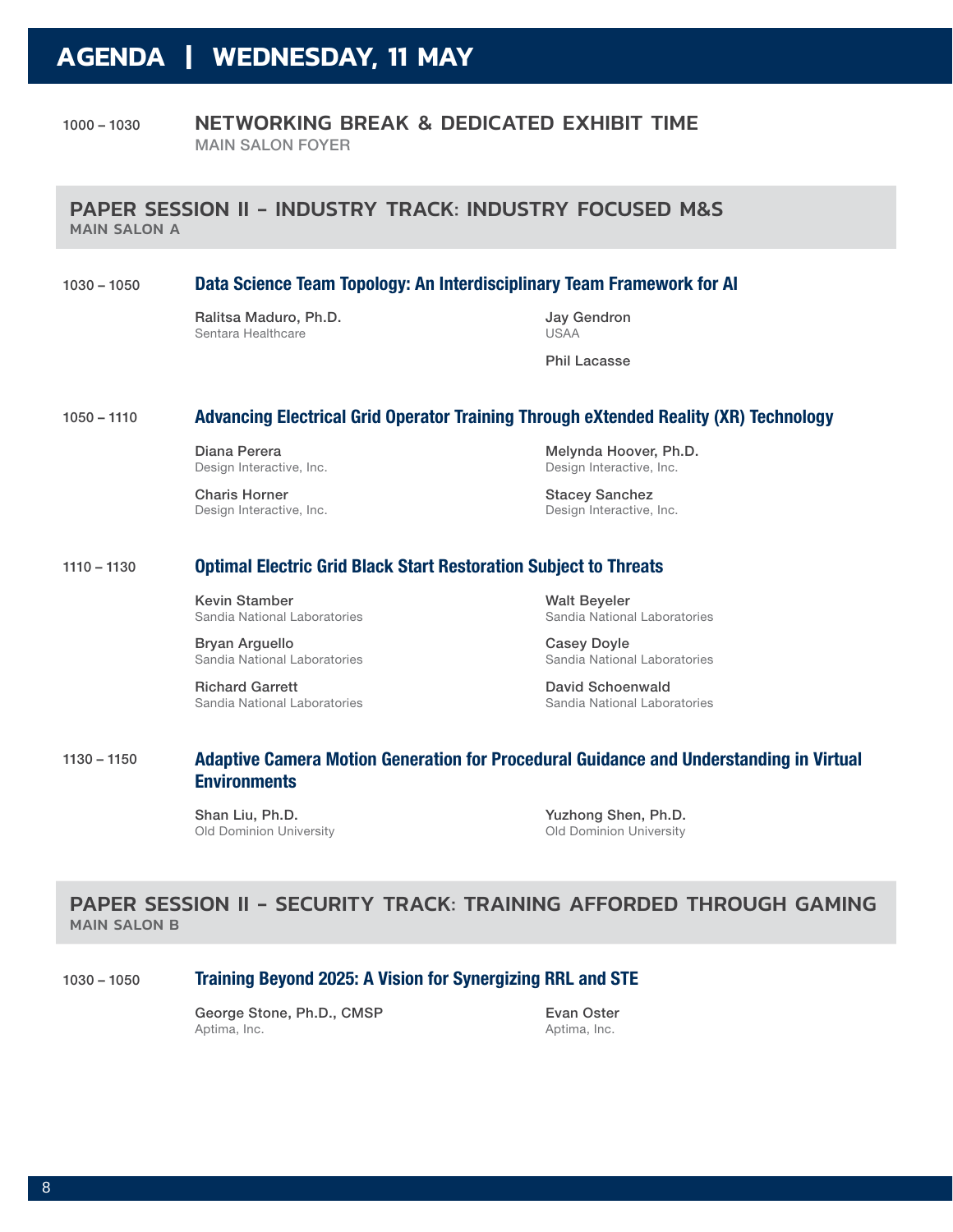# AGENDA | WEDNESDAY, 11 MAY

**1000 – 1030** **NETWORKING BREAK & DEDICATED EXHIBIT TIME**
MAIN SALON FOYER

## PAPER SESSION II - INDUSTRY TRACK: INDUSTRY FOCUSED M&S
MAIN SALON A

**1030 – 1050** **Data Science Team Topology: An Interdisciplinary Team Framework for AI**

**Ralitsa Maduro, Ph.D.**
Sentara Healthcare

**Jay Gendron**
USAA

**Phil Lacasse**

**1050 – 1110** **Advancing Electrical Grid Operator Training Through eXtended Reality (XR) Technology**

**Diana Perera**
Design Interactive, Inc.

**Melynda Hoover, Ph.D.**
Design Interactive, Inc.

**Charis Horner**
Design Interactive, Inc.

**Stacey Sanchez**
Design Interactive, Inc.

**1110 – 1130** **Optimal Electric Grid Black Start Restoration Subject to Threats**

**Kevin Stamber**
Sandia National Laboratories

**Walt Beyeler**
Sandia National Laboratories

**Bryan Arguello**
Sandia National Laboratories

**Casey Doyle**
Sandia National Laboratories

**Richard Garrett**
Sandia National Laboratories

**David Schoenwald**
Sandia National Laboratories

**1130 – 1150** **Adaptive Camera Motion Generation for Procedural Guidance and Understanding in Virtual Environments**

**Shan Liu, Ph.D.**
Old Dominion University

**Yuzhong Shen, Ph.D.**
Old Dominion University

## PAPER SESSION II - SECURITY TRACK: TRAINING AFFORDED THROUGH GAMING
MAIN SALON B

**1030 – 1050** **Training Beyond 2025: A Vision for Synergizing RRL and STE**

**George Stone, Ph.D., CMSP**
Aptima, Inc.

**Evan Oster**
Aptima, Inc.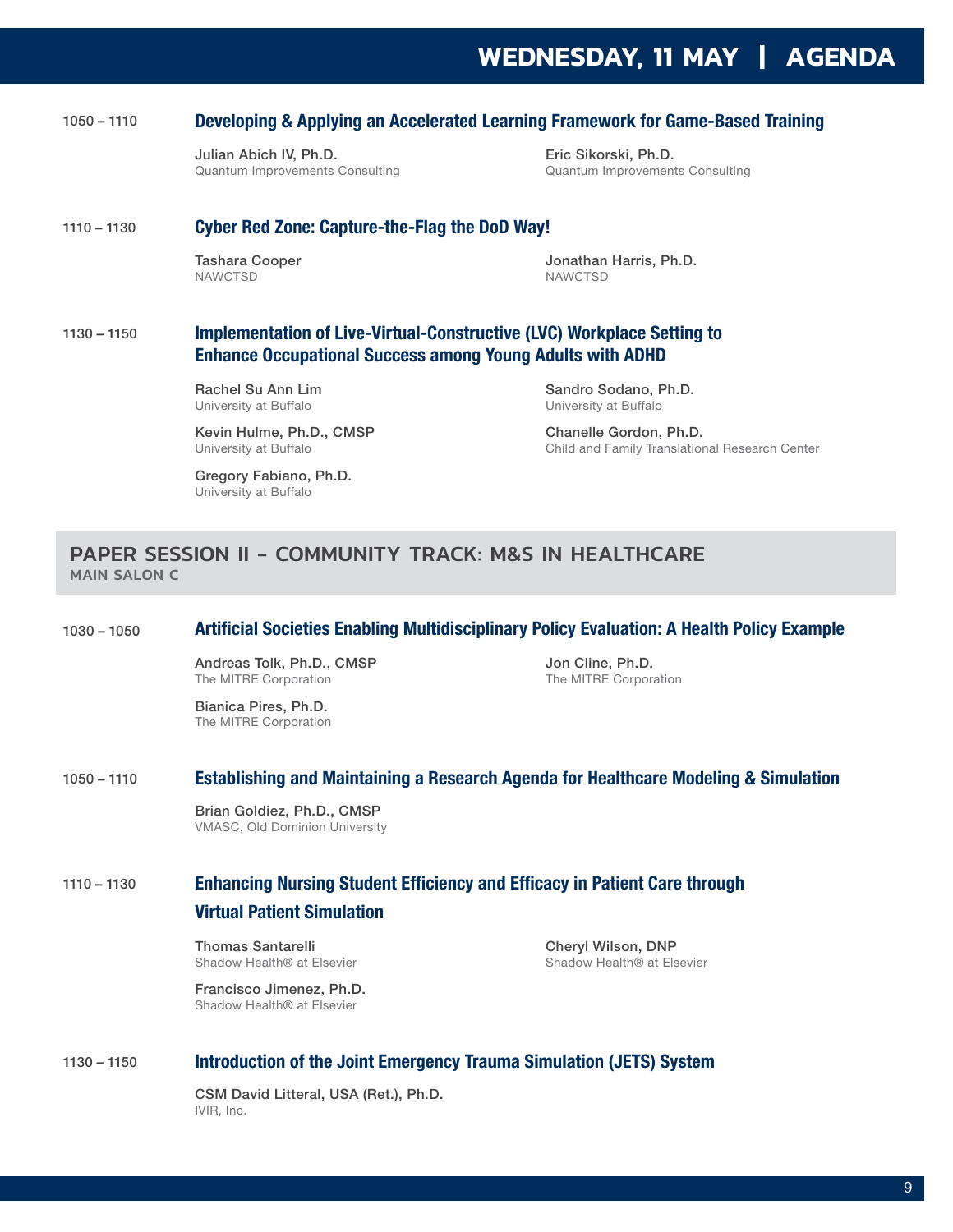**1050 – 1110** **Developing & Applying an Accelerated Learning Framework for Game-Based Training**

Julian Abich IV, Ph.D.
Quantum Improvements Consulting

Eric Sikorski, Ph.D.
Quantum Improvements Consulting

**1110 – 1130** **Cyber Red Zone: Capture-the-Flag the DoD Way!**

Tashara Cooper
NAWCTSD

Jonathan Harris, Ph.D.
NAWCTSD

**1130 – 1150** **Implementation of Live-Virtual-Constructive (LVC) Workplace Setting to Enhance Occupational Success among Young Adults with ADHD**

Rachel Su Ann Lim
University at Buffalo

Sandro Sodano, Ph.D.
University at Buffalo

Kevin Hulme, Ph.D., CMSP
University at Buffalo

Chanelle Gordon, Ph.D.
Child and Family Translational Research Center

Gregory Fabiano, Ph.D.
University at Buffalo

## PAPER SESSION II - COMMUNITY TRACK: M&S IN HEALTHCARE

**MAIN SALON C**

**1030 – 1050** **Artificial Societies Enabling Multidisciplinary Policy Evaluation: A Health Policy Example**

Andreas Tolk, Ph.D., CMSP
The MITRE Corporation

Jon Cline, Ph.D.
The MITRE Corporation

Bianica Pires, Ph.D.
The MITRE Corporation

**1050 – 1110** **Establishing and Maintaining a Research Agenda for Healthcare Modeling & Simulation**

Brian Goldiez, Ph.D., CMSP
VMASC, Old Dominion University

**1110 – 1130** **Enhancing Nursing Student Efficiency and Efficacy in Patient Care through Virtual Patient Simulation**

Thomas Santarelli
Shadow Health® at Elsevier

Cheryl Wilson, DNP
Shadow Health® at Elsevier

Francisco Jimenez, Ph.D.
Shadow Health® at Elsevier

**1130 – 1150** **Introduction of the Joint Emergency Trauma Simulation (JETS) System**

CSM David Litteral, USA (Ret.), Ph.D.
IVIR, Inc.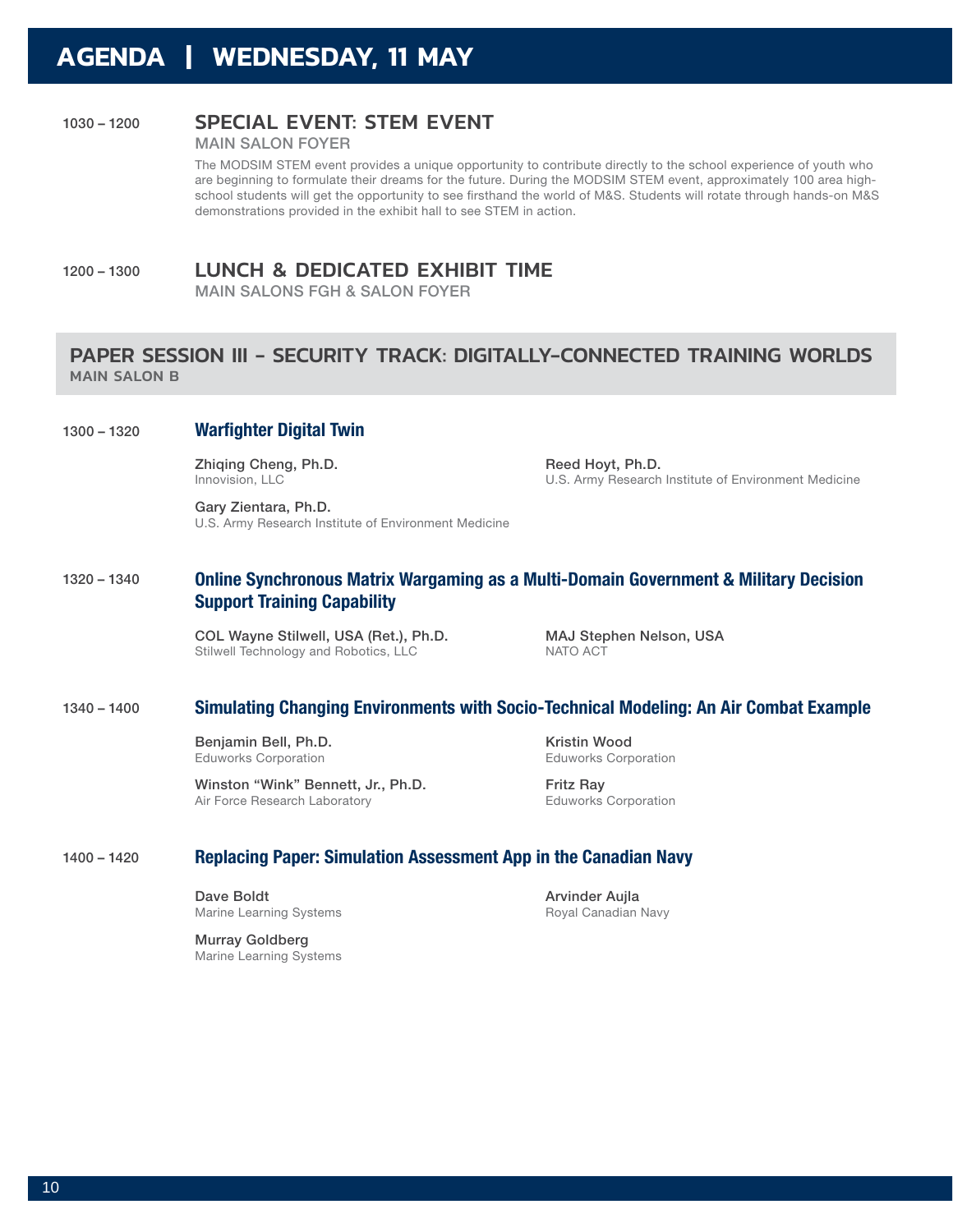# AGENDA | WEDNESDAY, 11 MAY

**1030 – 1200**

## SPECIAL EVENT: STEM EVENT

MAIN SALON FOYER

The MODSIM STEM event provides a unique opportunity to contribute directly to the school experience of youth who are beginning to formulate their dreams for the future. During the MODSIM STEM event, approximately 100 area high-school students will get the opportunity to see firsthand the world of M&S. Students will rotate through hands-on M&S demonstrations provided in the exhibit hall to see STEM in action.

**1200 – 1300**

## LUNCH & DEDICATED EXHIBIT TIME

MAIN SALONS FGH & SALON FOYER

## PAPER SESSION III - SECURITY TRACK: DIGITALLY-CONNECTED TRAINING WORLDS

MAIN SALON B

**1300 – 1320**

### Warfighter Digital Twin

**Zhiqing Cheng, Ph.D.**
Innovision, LLC

**Reed Hoyt, Ph.D.**
U.S. Army Research Institute of Environment Medicine

**Gary Zientara, Ph.D.**
U.S. Army Research Institute of Environment Medicine

**1320 – 1340**

### Online Synchronous Matrix Wargaming as a Multi-Domain Government & Military Decision Support Training Capability

**COL Wayne Stilwell, USA (Ret.), Ph.D.**
Stilwell Technology and Robotics, LLC

**MAJ Stephen Nelson, USA**
NATO ACT

**1340 – 1400**

### Simulating Changing Environments with Socio-Technical Modeling: An Air Combat Example

**Benjamin Bell, Ph.D.**
Eduworks Corporation

**Kristin Wood**
Eduworks Corporation

**Winston “Wink” Bennett, Jr., Ph.D.**
Air Force Research Laboratory

**Fritz Ray**
Eduworks Corporation

**1400 – 1420**

### Replacing Paper: Simulation Assessment App in the Canadian Navy

**Dave Boldt**
Marine Learning Systems

**Arvinder Aujla**
Royal Canadian Navy

**Murray Goldberg**
Marine Learning Systems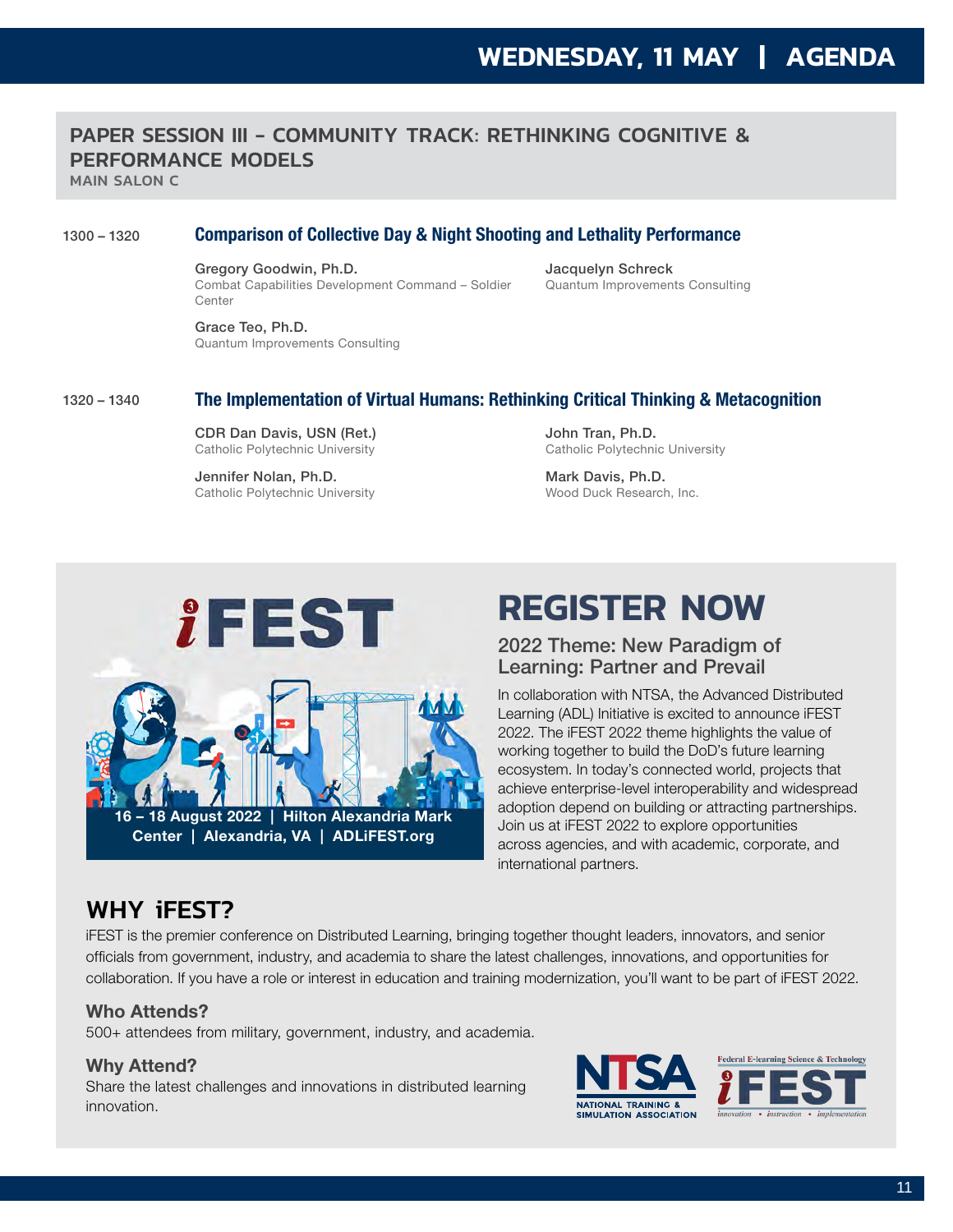# WEDNESDAY, 11 MAY | AGENDA

## PAPER SESSION III - COMMUNITY TRACK: RETHINKING COGNITIVE & PERFORMANCE MODELS

**MAIN SALON C**

**1300 – 1320**

### Comparison of Collective Day & Night Shooting and Lethality Performance

**Gregory Goodwin, Ph.D.**
Combat Capabilities Development Command – Soldier Center

**Jacquelyn Schreck**
Quantum Improvements Consulting

**Grace Teo, Ph.D.**
Quantum Improvements Consulting

**1320 – 1340**

### The Implementation of Virtual Humans: Rethinking Critical Thinking & Metacognition

**CDR Dan Davis, USN (Ret.)**
Catholic Polytechnic University

**John Tran, Ph.D.**
Catholic Polytechnic University

**Jennifer Nolan, Ph.D.**
Catholic Polytechnic University

**Mark Davis, Ph.D.**
Wood Duck Research, Inc.

---

iFEST

**16 – 18 August 2022 | Hilton Alexandria Mark Center | Alexandria, VA | ADLiFEST.org**

## REGISTER NOW

### 2022 Theme: New Paradigm of Learning: Partner and Prevail

In collaboration with NTSA, the Advanced Distributed Learning (ADL) Initiative is excited to announce iFEST 2022. The iFEST 2022 theme highlights the value of working together to build the DoD's future learning ecosystem. In today's connected world, projects that achieve enterprise-level interoperability and widespread adoption depend on building or attracting partnerships. Join us at iFEST 2022 to explore opportunities across agencies, and with academic, corporate, and international partners.

## WHY iFEST?

iFEST is the premier conference on Distributed Learning, bringing together thought leaders, innovators, and senior officials from government, industry, and academia to share the latest challenges, innovations, and opportunities for collaboration. If you have a role or interest in education and training modernization, you'll want to be part of iFEST 2022.

### Who Attends?

500+ attendees from military, government, industry, and academia.

### Why Attend?

Share the latest challenges and innovations in distributed learning innovation.

NTSA
NATIONAL TRAINING & SIMULATION ASSOCIATION

Federal E-learning Science & Technology
iFEST
innovation • instruction • implementation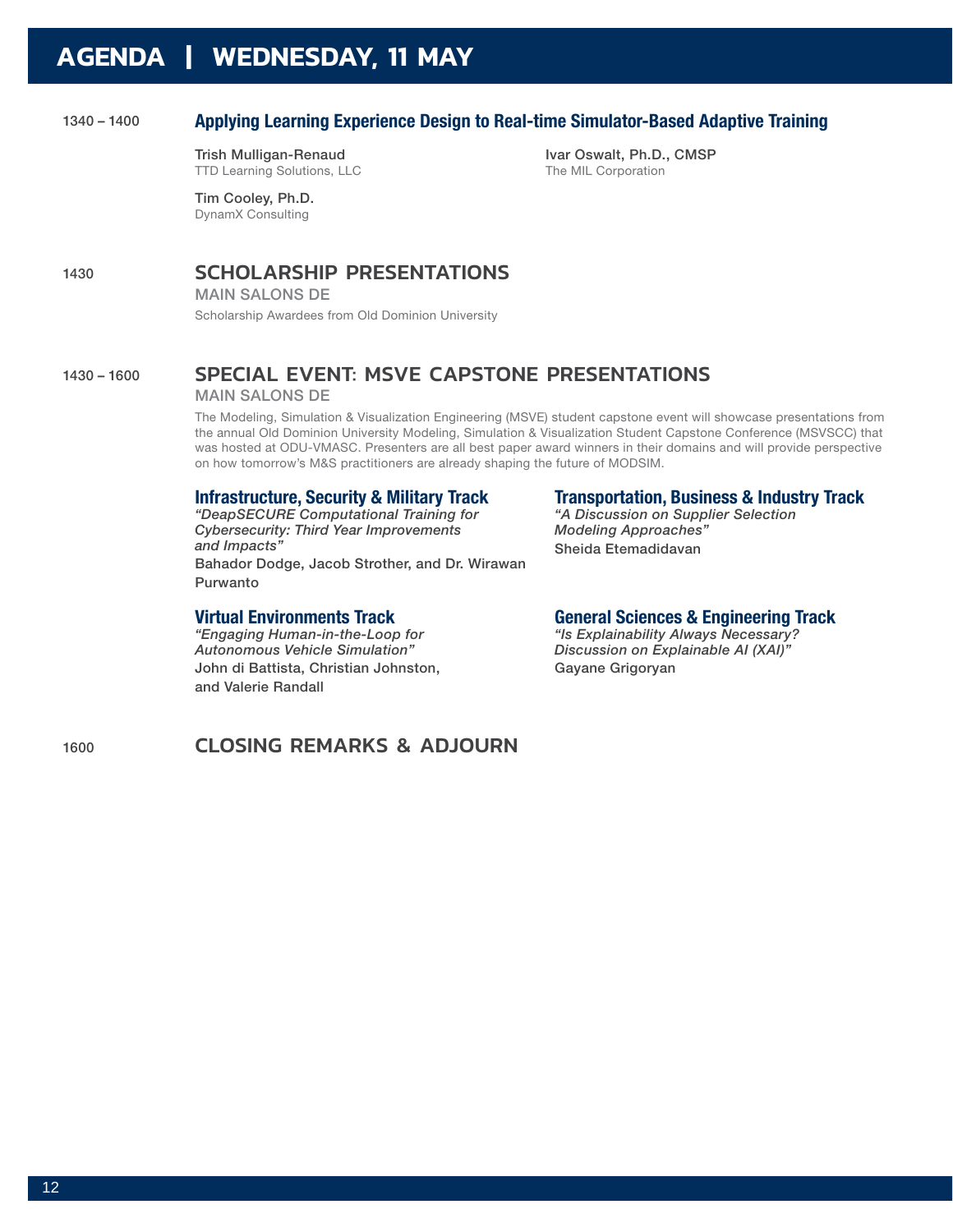# AGENDA | WEDNESDAY, 11 MAY

**1340 – 1400**

### Applying Learning Experience Design to Real-time Simulator-Based Adaptive Training

**Trish Mulligan-Renaud**
TTD Learning Solutions, LLC

**Ivar Oswalt, Ph.D., CMSP**
The MIL Corporation

**Tim Cooley, Ph.D.**
DynamX Consulting

**1430**

## SCHOLARSHIP PRESENTATIONS

MAIN SALONS DE

Scholarship Awardees from Old Dominion University

**1430 – 1600**

## SPECIAL EVENT: MSVE CAPSTONE PRESENTATIONS

MAIN SALONS DE

The Modeling, Simulation & Visualization Engineering (MSVE) student capstone event will showcase presentations from the annual Old Dominion University Modeling, Simulation & Visualization Student Capstone Conference (MSVSCC) that was hosted at ODU-VMASC. Presenters are all best paper award winners in their domains and will provide perspective on how tomorrow's M&S practitioners are already shaping the future of MODSIM.

### Infrastructure, Security & Military Track

*"DeapSECURE Computational Training for Cybersecurity: Third Year Improvements and Impacts"*
**Bahador Dodge, Jacob Strother, and Dr. Wirawan Purwanto**

### Transportation, Business & Industry Track

*"A Discussion on Supplier Selection Modeling Approaches"*
**Sheida Etemadidavan**

### Virtual Environments Track

*"Engaging Human-in-the-Loop for Autonomous Vehicle Simulation"*
**John di Battista, Christian Johnston, and Valerie Randall**

### General Sciences & Engineering Track

*"Is Explainability Always Necessary? Discussion on Explainable AI (XAI)"*
**Gayane Grigoryan**

**1600**

## CLOSING REMARKS & ADJOURN